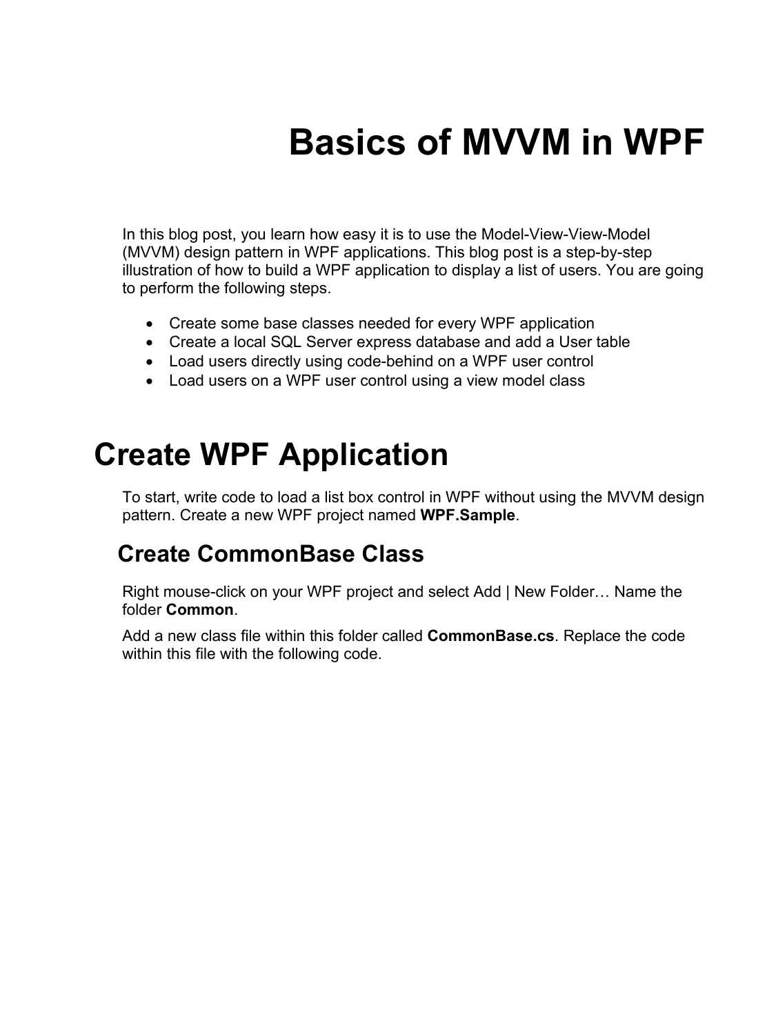# Basics of MVVM in WPF

In this blog post, you learn how easy it is to use the Model-View-View-Model (MVVM) design pattern in WPF applications. This blog post is a step-by-step illustration of how to build a WPF application to display a list of users. You are going to perform the following steps.

- Create some base classes needed for every WPF application
- Create a local SQL Server express database and add a User table
- Load users directly using code-behind on a WPF user control
- Load users on a WPF user control using a view model class

## Create WPF Application

To start, write code to load a list box control in WPF without using the MVVM design pattern. Create a new WPF project named **WPF.Sample**.

### Create CommonBase Class

Right mouse-click on your WPF project and select Add | New Folder… Name the folder **Common**.

Add a new class file within this folder called **CommonBase.cs**. Replace the code within this file with the following code.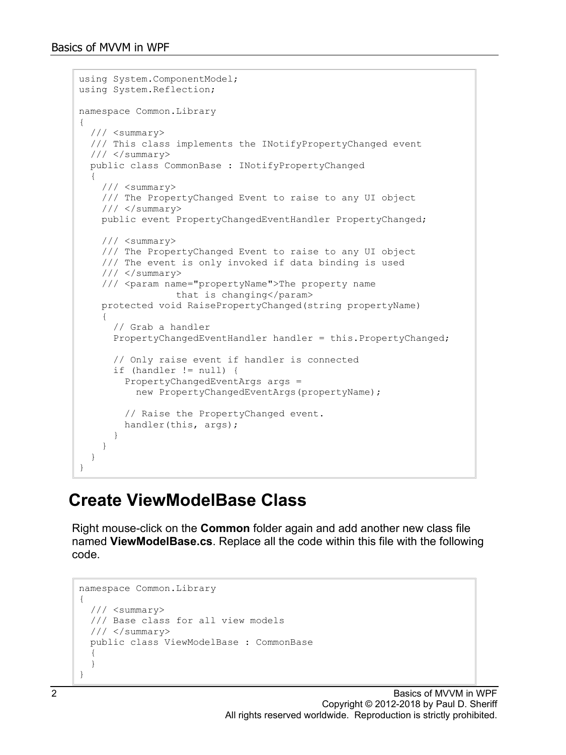```
using System.ComponentModel;
using System.Reflection;

namespace Common.Library
{
  /// <summary>
  /// This class implements the INotifyPropertyChanged event
  /// </summary>
  public class CommonBase : INotifyPropertyChanged
  {
    /// <summary>
    /// The PropertyChanged Event to raise to any UI object
    /// </summary>
    public event PropertyChangedEventHandler PropertyChanged;

    /// <summary>
    /// The PropertyChanged Event to raise to any UI object
    /// The event is only invoked if data binding is used
    /// </summary>
    /// <param name="propertyName">The property name
                 that is changing</param>
    protected void RaisePropertyChanged(string propertyName)
    {
      // Grab a handler
      PropertyChangedEventHandler handler = this.PropertyChanged;

      // Only raise event if handler is connected
      if (handler != null) {
        PropertyChangedEventArgs args =
          new PropertyChangedEventArgs(propertyName);

        // Raise the PropertyChanged event.
        handler(this, args);
      }
    }
  }
}
```

## Create ViewModelBase Class

Right mouse-click on the **Common** folder again and add another new class file named **ViewModelBase.cs**. Replace all the code within this file with the following code.

```
namespace Common.Library
{
  /// <summary>
  /// Base class for all view models
  /// </summary>
  public class ViewModelBase : CommonBase
  {
  }
}
```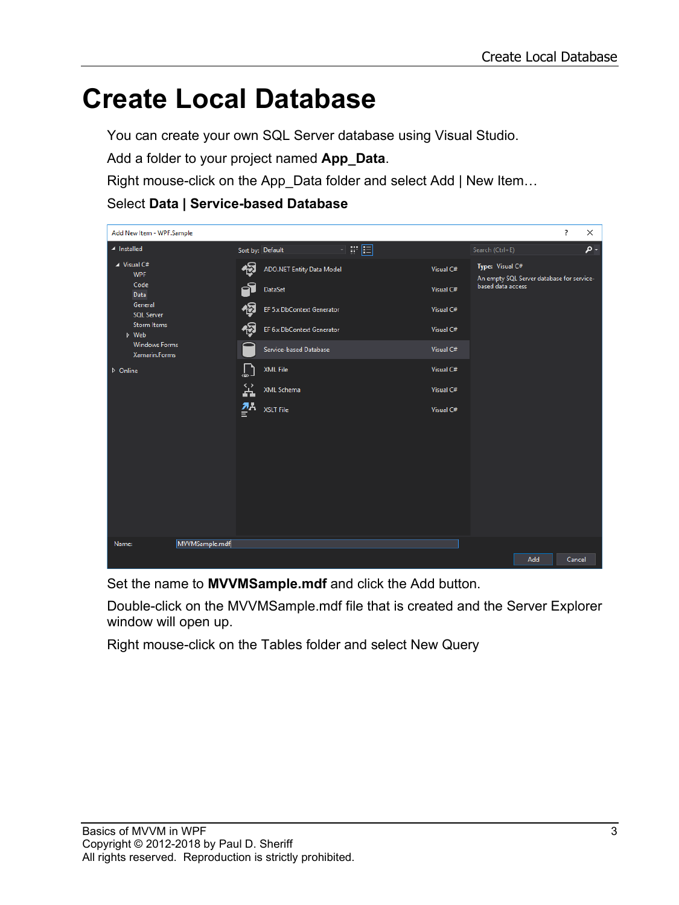# Create Local Database

You can create your own SQL Server database using Visual Studio.

Add a folder to your project named **App_Data**.

Right mouse-click on the App_Data folder and select Add | New Item…

Select **Data | Service-based Database**

Set the name to **MVVMSample.mdf** and click the Add button.

Double-click on the MVVMSample.mdf file that is created and the Server Explorer window will open up.

Right mouse-click on the Tables folder and select New Query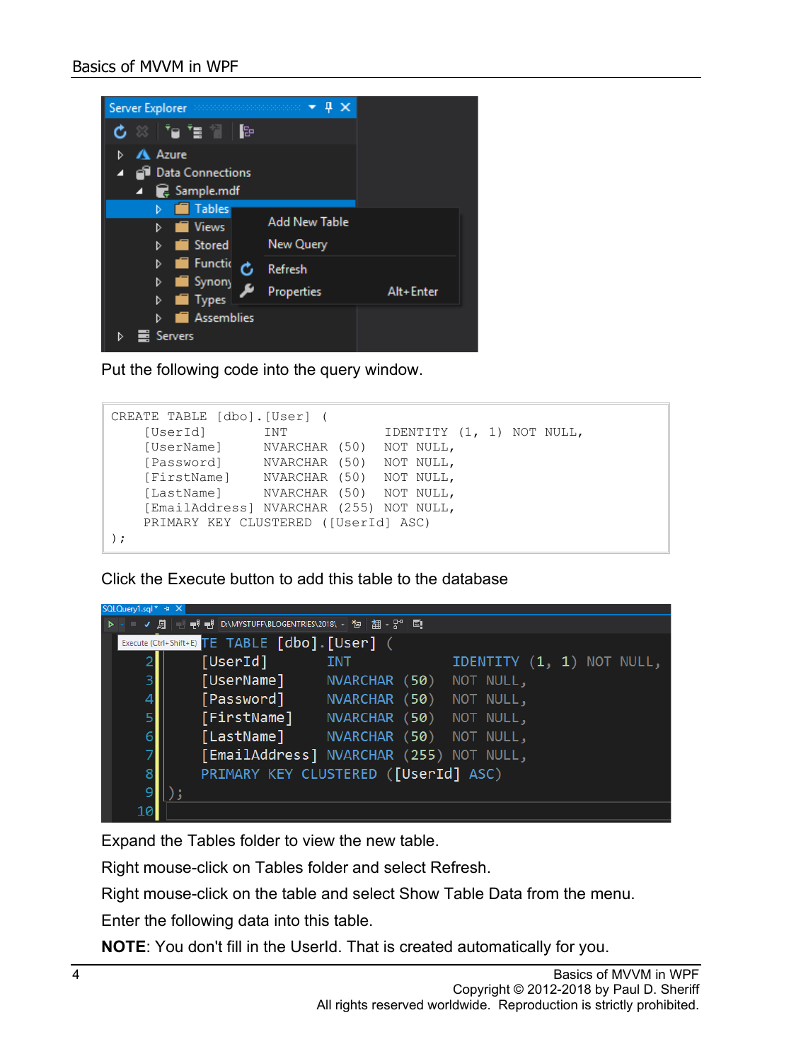Put the following code into the query window.

```
CREATE TABLE [dbo].[User] (
    [UserId]        INT            IDENTITY (1, 1) NOT NULL,
    [UserName]      NVARCHAR (50)  NOT NULL,
    [Password]      NVARCHAR (50)  NOT NULL,
    [FirstName]     NVARCHAR (50)  NOT NULL,
    [LastName]      NVARCHAR (50)  NOT NULL,
    [EmailAddress]  NVARCHAR (255) NOT NULL,
    PRIMARY KEY CLUSTERED ([UserId] ASC)
);
```

Click the Execute button to add this table to the database

Expand the Tables folder to view the new table.

Right mouse-click on Tables folder and select Refresh.

Right mouse-click on the table and select Show Table Data from the menu.

Enter the following data into this table.

**NOTE**: You don't fill in the UserId. That is created automatically for you.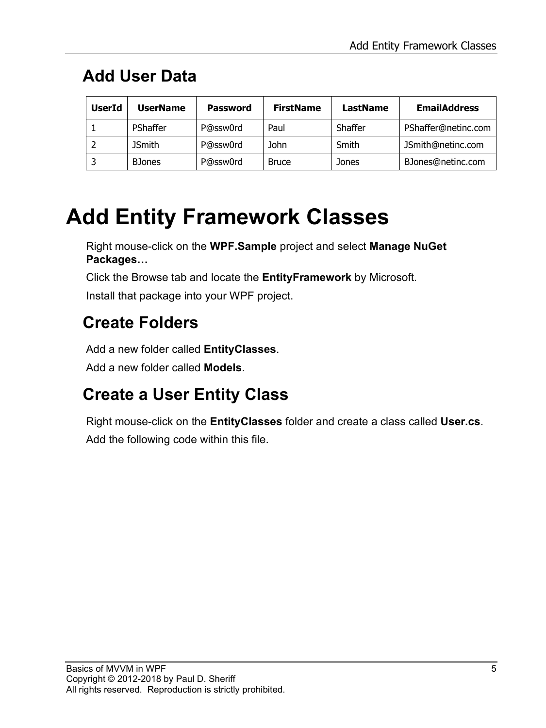## Add User Data

| UserId | UserName | Password | FirstName | LastName | EmailAddress |
|---|---|---|---|---|---|
| 1 | PShaffer | P@ssw0rd | Paul | Shaffer | PShaffer@netinc.com |
| 2 | JSmith | P@ssw0rd | John | Smith | JSmith@netinc.com |
| 3 | BJones | P@ssw0rd | Bruce | Jones | BJones@netinc.com |

# Add Entity Framework Classes

Right mouse-click on the **WPF.Sample** project and select **Manage NuGet Packages…**

Click the Browse tab and locate the **EntityFramework** by Microsoft.

Install that package into your WPF project.

## Create Folders

Add a new folder called **EntityClasses**.

Add a new folder called **Models**.

## Create a User Entity Class

Right mouse-click on the **EntityClasses** folder and create a class called **User.cs**.

Add the following code within this file.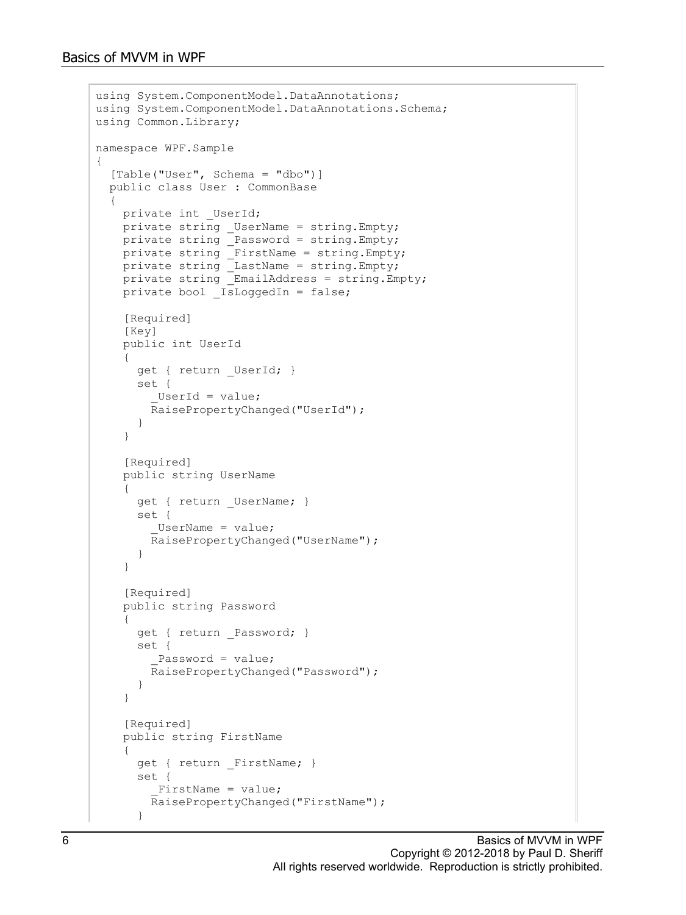```
using System.ComponentModel.DataAnnotations;
using System.ComponentModel.DataAnnotations.Schema;
using Common.Library;

namespace WPF.Sample
{
  [Table("User", Schema = "dbo")]
  public class User : CommonBase
  {
    private int _UserId;
    private string _UserName = string.Empty;
    private string _Password = string.Empty;
    private string _FirstName = string.Empty;
    private string _LastName = string.Empty;
    private string _EmailAddress = string.Empty;
    private bool _IsLoggedIn = false;

    [Required]
    [Key]
    public int UserId
    {
      get { return _UserId; }
      set {
        _UserId = value;
        RaisePropertyChanged("UserId");
      }
    }

    [Required]
    public string UserName
    {
      get { return _UserName; }
      set {
        _UserName = value;
        RaisePropertyChanged("UserName");
      }
    }

    [Required]
    public string Password
    {
      get { return _Password; }
      set {
        _Password = value;
        RaisePropertyChanged("Password");
      }
    }

    [Required]
    public string FirstName
    {
      get { return _FirstName; }
      set {
        _FirstName = value;
        RaisePropertyChanged("FirstName");
      }
```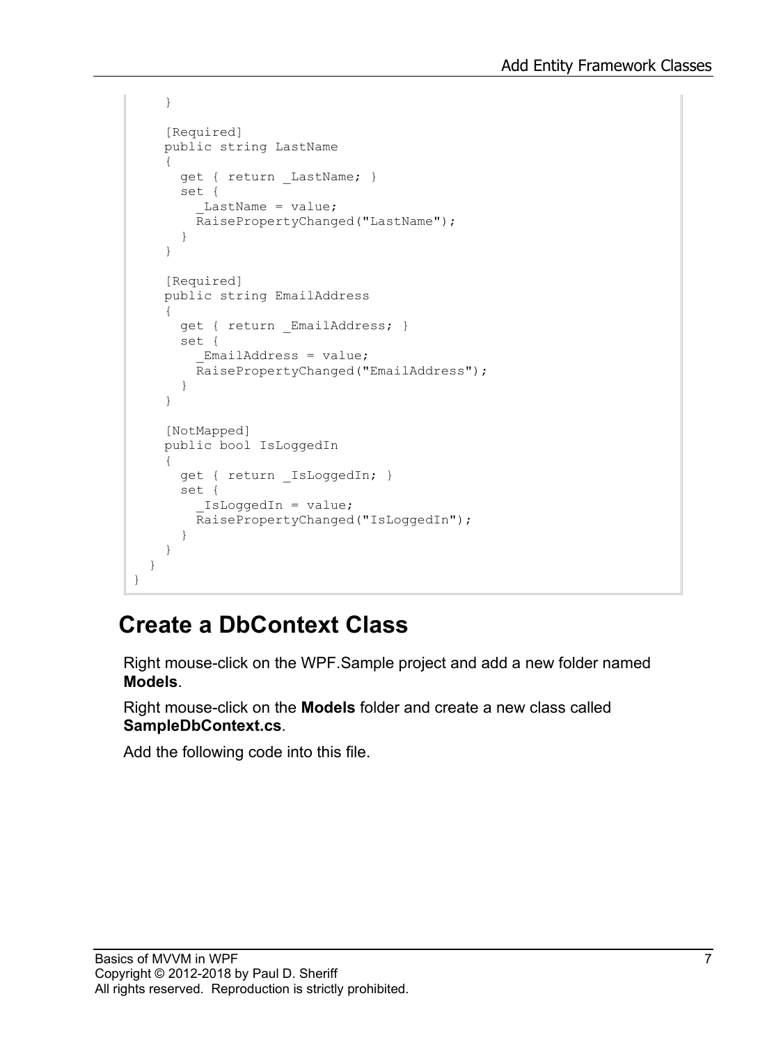```
    }

    [Required]
    public string LastName
    {
      get { return _LastName; }
      set {
        _LastName = value;
        RaisePropertyChanged("LastName");
      }
    }

    [Required]
    public string EmailAddress
    {
      get { return _EmailAddress; }
      set {
        _EmailAddress = value;
        RaisePropertyChanged("EmailAddress");
      }
    }

    [NotMapped]
    public bool IsLoggedIn
    {
      get { return _IsLoggedIn; }
      set {
        _IsLoggedIn = value;
        RaisePropertyChanged("IsLoggedIn");
      }
    }
  }
}
```

## Create a DbContext Class

Right mouse-click on the WPF.Sample project and add a new folder named **Models**.

Right mouse-click on the **Models** folder and create a new class called **SampleDbContext.cs**.

Add the following code into this file.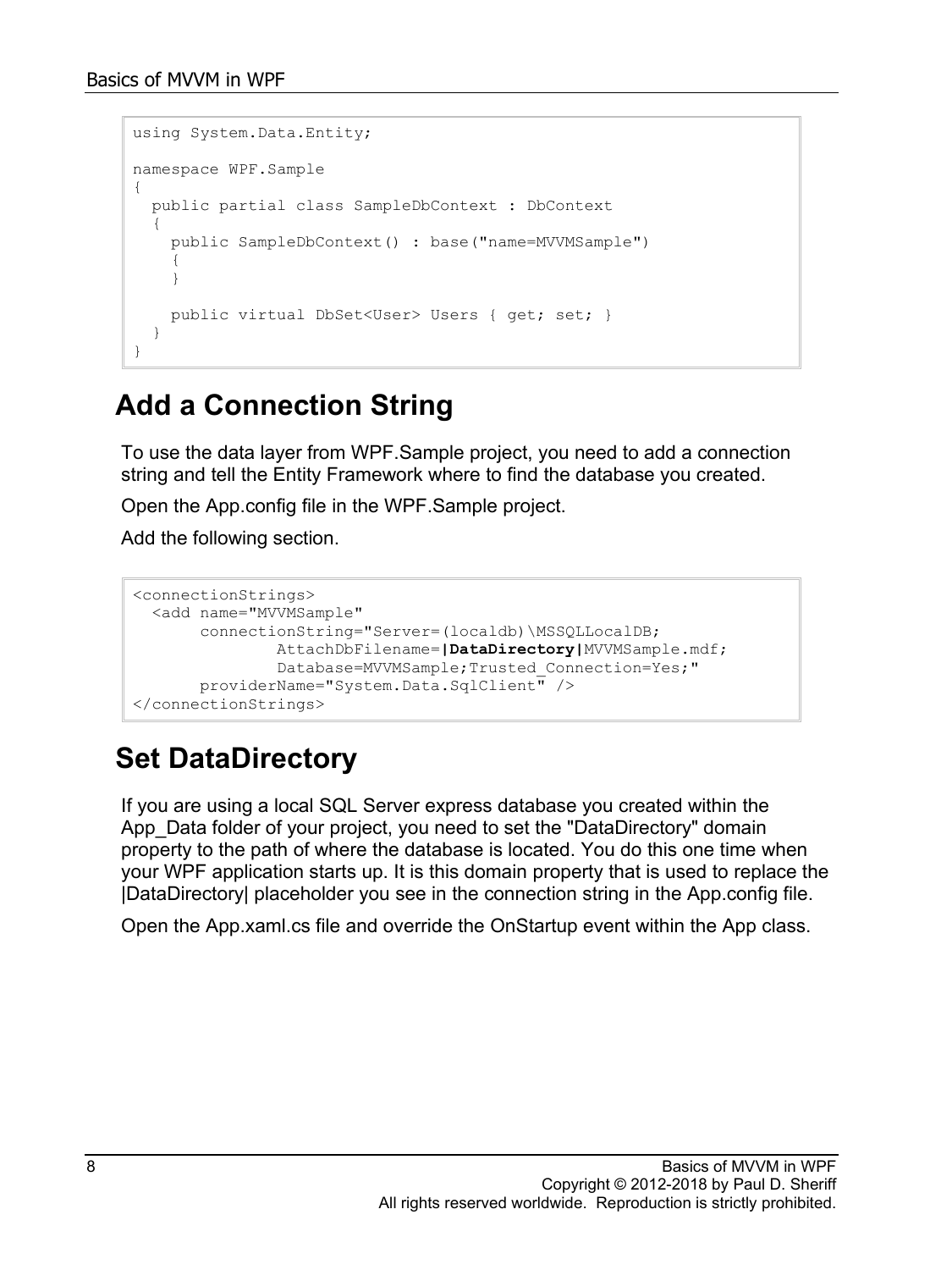```
using System.Data.Entity;

namespace WPF.Sample
{
  public partial class SampleDbContext : DbContext
  {
    public SampleDbContext() : base("name=MVVMSample")
    {
    }

    public virtual DbSet<User> Users { get; set; }
  }
}
```

## Add a Connection String

To use the data layer from WPF.Sample project, you need to add a connection string and tell the Entity Framework where to find the database you created.

Open the App.config file in the WPF.Sample project.

Add the following section.

```
<connectionStrings>
  <add name="MVVMSample"
       connectionString="Server=(localdb)\MSSQLLocalDB;
               AttachDbFilename=|DataDirectory|MVVMSample.mdf;
               Database=MVVMSample;Trusted_Connection=Yes;"
       providerName="System.Data.SqlClient" />
</connectionStrings>
```

## Set DataDirectory

If you are using a local SQL Server express database you created within the App_Data folder of your project, you need to set the "DataDirectory" domain property to the path of where the database is located. You do this one time when your WPF application starts up. It is this domain property that is used to replace the |DataDirectory| placeholder you see in the connection string in the App.config file.

Open the App.xaml.cs file and override the OnStartup event within the App class.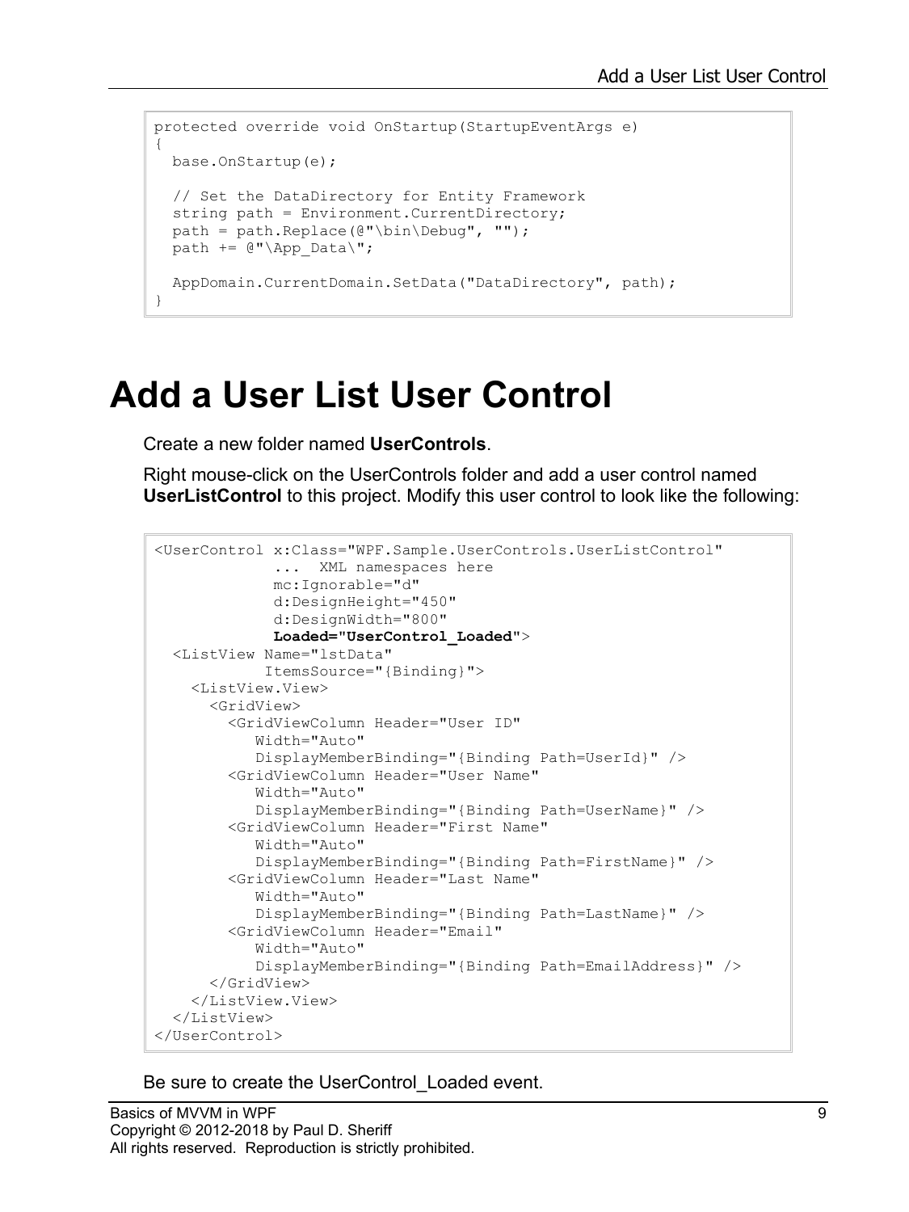```
protected override void OnStartup(StartupEventArgs e)
{
  base.OnStartup(e);

  // Set the DataDirectory for Entity Framework
  string path = Environment.CurrentDirectory;
  path = path.Replace(@"\bin\Debug", "");
  path += @"\App_Data\";

  AppDomain.CurrentDomain.SetData("DataDirectory", path);
}
```

# Add a User List User Control

Create a new folder named **UserControls**.

Right mouse-click on the UserControls folder and add a user control named **UserListControl** to this project. Modify this user control to look like the following:

```
<UserControl x:Class="WPF.Sample.UserControls.UserListControl"
             ...  XML namespaces here
             mc:Ignorable="d"
             d:DesignHeight="450"
             d:DesignWidth="800"
             Loaded="UserControl_Loaded">
  <ListView Name="lstData"
            ItemsSource="{Binding}">
    <ListView.View>
      <GridView>
        <GridViewColumn Header="User ID"
           Width="Auto"
           DisplayMemberBinding="{Binding Path=UserId}" />
        <GridViewColumn Header="User Name"
           Width="Auto"
           DisplayMemberBinding="{Binding Path=UserName}" />
        <GridViewColumn Header="First Name"
           Width="Auto"
           DisplayMemberBinding="{Binding Path=FirstName}" />
        <GridViewColumn Header="Last Name"
           Width="Auto"
           DisplayMemberBinding="{Binding Path=LastName}" />
        <GridViewColumn Header="Email"
           Width="Auto"
           DisplayMemberBinding="{Binding Path=EmailAddress}" />
      </GridView>
    </ListView.View>
  </ListView>
</UserControl>
```

Be sure to create the UserControl_Loaded event.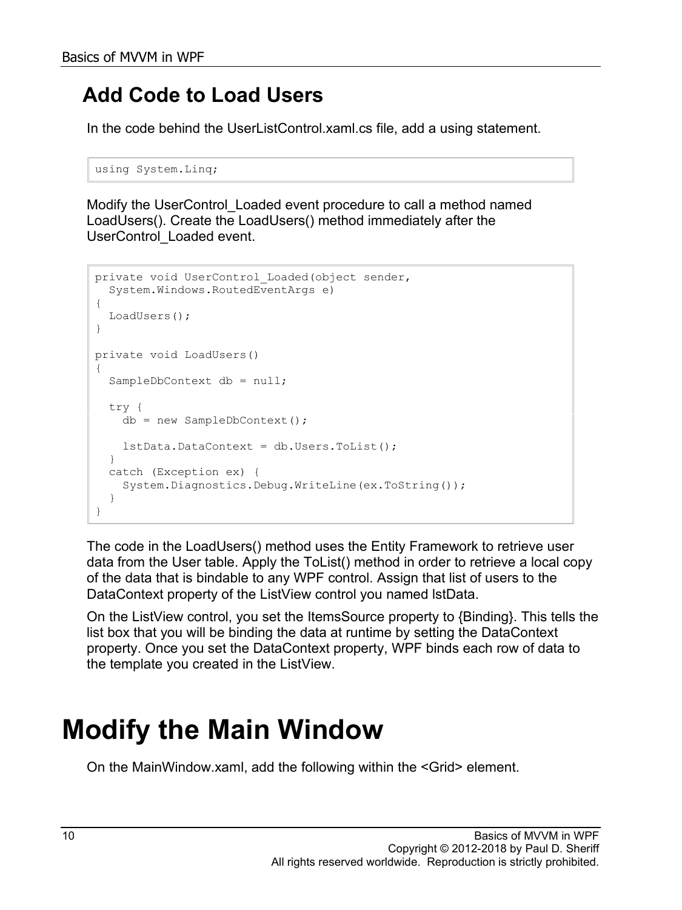## Add Code to Load Users

In the code behind the UserListControl.xaml.cs file, add a using statement.

```
using System.Linq;
```

Modify the UserControl_Loaded event procedure to call a method named LoadUsers(). Create the LoadUsers() method immediately after the UserControl_Loaded event.

```
private void UserControl_Loaded(object sender,
  System.Windows.RoutedEventArgs e)
{
  LoadUsers();
}

private void LoadUsers()
{
  SampleDbContext db = null;

  try {
    db = new SampleDbContext();

    lstData.DataContext = db.Users.ToList();
  }
  catch (Exception ex) {
    System.Diagnostics.Debug.WriteLine(ex.ToString());
  }
}
```

The code in the LoadUsers() method uses the Entity Framework to retrieve user data from the User table. Apply the ToList() method in order to retrieve a local copy of the data that is bindable to any WPF control. Assign that list of users to the DataContext property of the ListView control you named lstData.

On the ListView control, you set the ItemsSource property to {Binding}. This tells the list box that you will be binding the data at runtime by setting the DataContext property. Once you set the DataContext property, WPF binds each row of data to the template you created in the ListView.

# Modify the Main Window

On the MainWindow.xaml, add the following within the <Grid> element.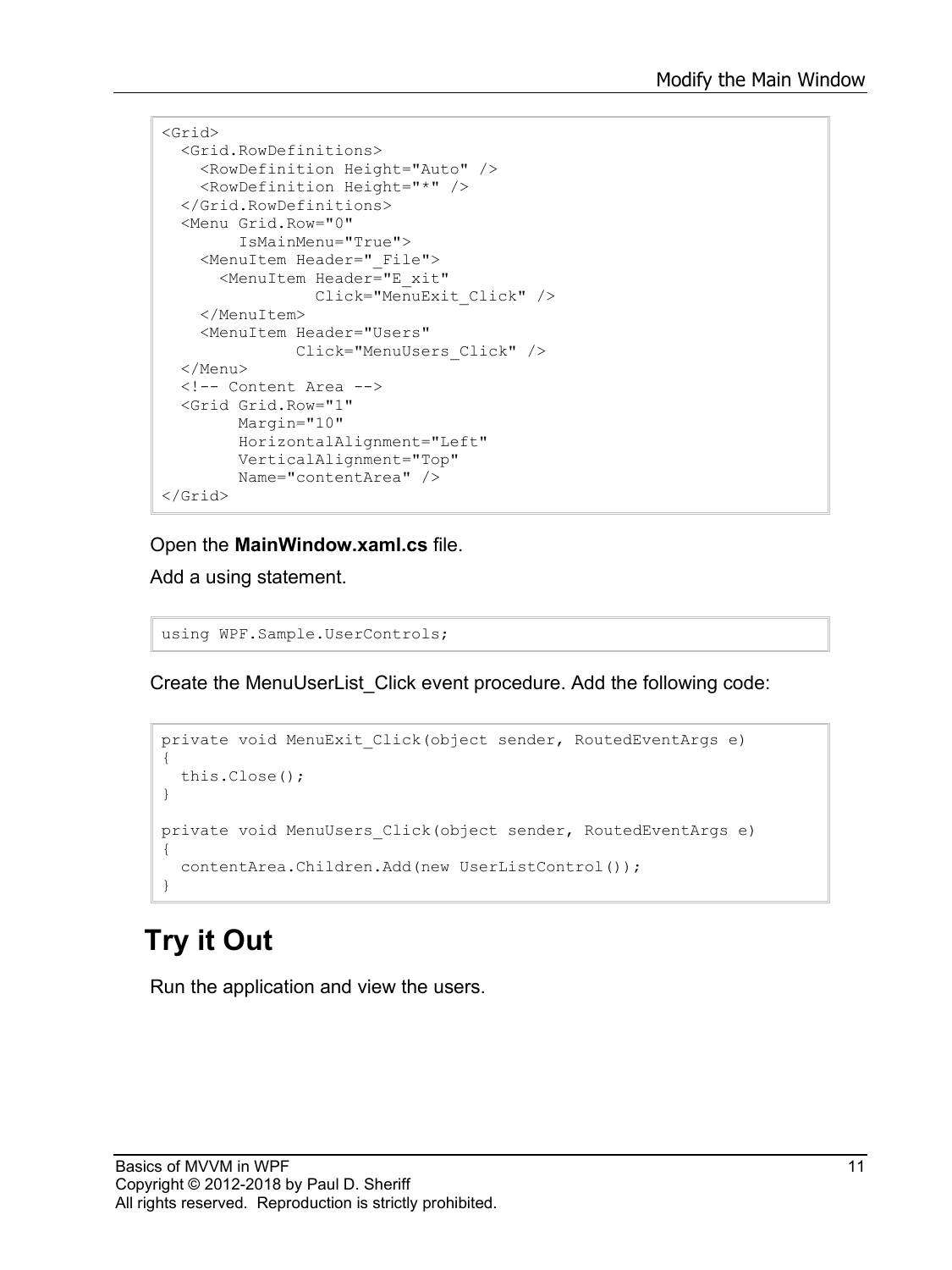```
<Grid>
  <Grid.RowDefinitions>
    <RowDefinition Height="Auto" />
    <RowDefinition Height="*" />
  </Grid.RowDefinitions>
  <Menu Grid.Row="0"
        IsMainMenu="True">
    <MenuItem Header="_File">
      <MenuItem Header="E_xit"
                Click="MenuExit_Click" />
    </MenuItem>
    <MenuItem Header="Users"
              Click="MenuUsers_Click" />
  </Menu>
  <!-- Content Area -->
  <Grid Grid.Row="1"
        Margin="10"
        HorizontalAlignment="Left"
        VerticalAlignment="Top"
        Name="contentArea" />
</Grid>
```

Open the **MainWindow.xaml.cs** file.

Add a using statement.

```
using WPF.Sample.UserControls;
```

Create the MenuUserList_Click event procedure. Add the following code:

```
private void MenuExit_Click(object sender, RoutedEventArgs e)
{
  this.Close();
}

private void MenuUsers_Click(object sender, RoutedEventArgs e)
{
  contentArea.Children.Add(new UserListControl());
}
```

## Try it Out

Run the application and view the users.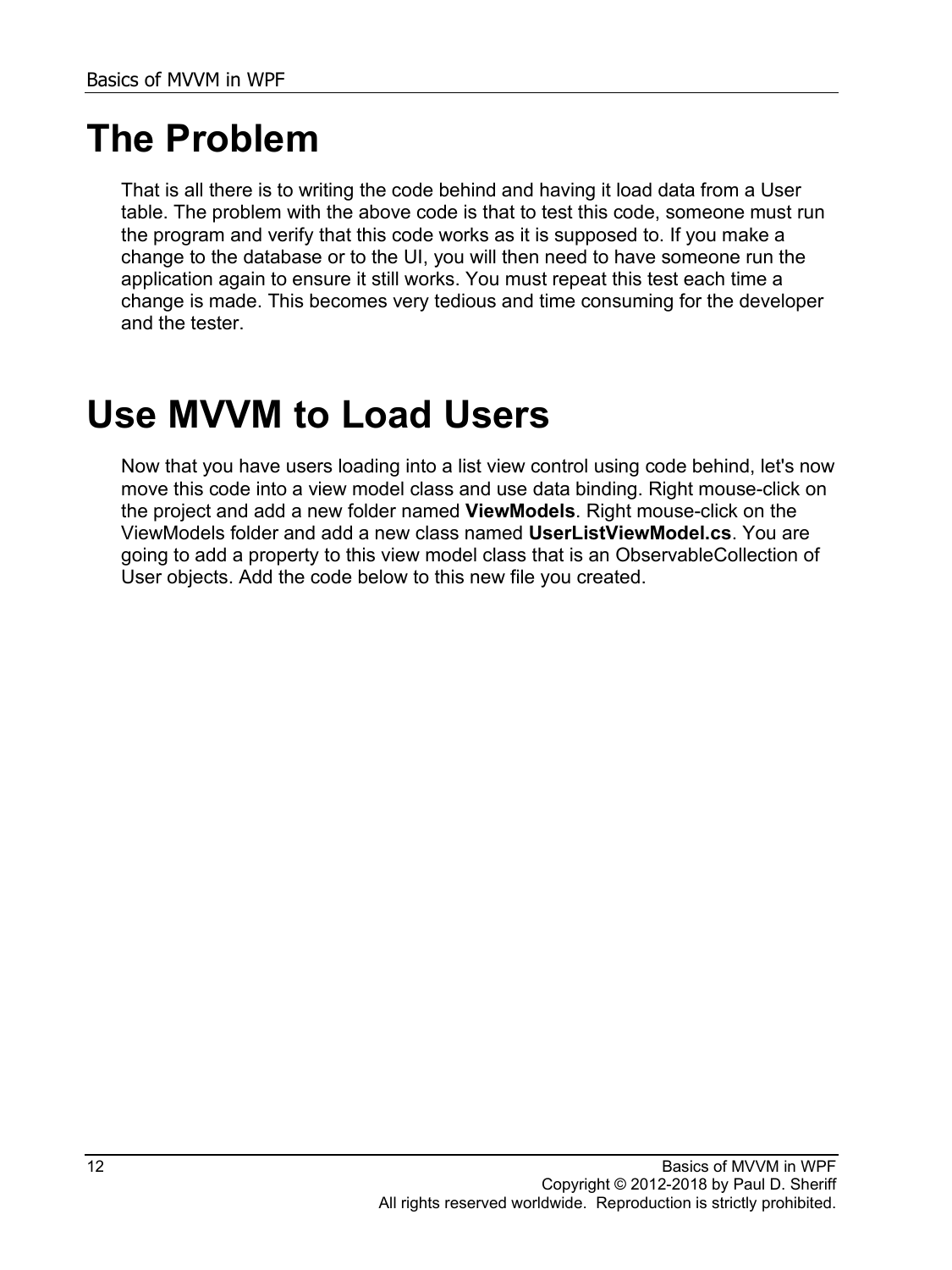# The Problem

That is all there is to writing the code behind and having it load data from a User table. The problem with the above code is that to test this code, someone must run the program and verify that this code works as it is supposed to. If you make a change to the database or to the UI, you will then need to have someone run the application again to ensure it still works. You must repeat this test each time a change is made. This becomes very tedious and time consuming for the developer and the tester.

# Use MVVM to Load Users

Now that you have users loading into a list view control using code behind, let's now move this code into a view model class and use data binding. Right mouse-click on the project and add a new folder named **ViewModels**. Right mouse-click on the ViewModels folder and add a new class named **UserListViewModel.cs**. You are going to add a property to this view model class that is an ObservableCollection of User objects. Add the code below to this new file you created.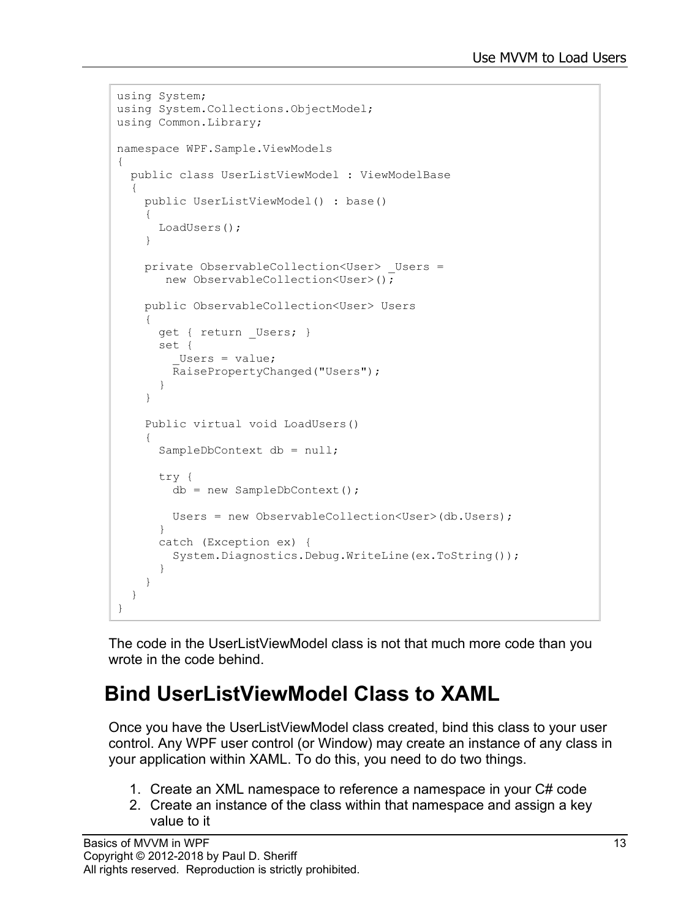```
using System;
using System.Collections.ObjectModel;
using Common.Library;

namespace WPF.Sample.ViewModels
{
  public class UserListViewModel : ViewModelBase
  {
    public UserListViewModel() : base()
    {
      LoadUsers();
    }

    private ObservableCollection<User> _Users =
       new ObservableCollection<User>();

    public ObservableCollection<User> Users
    {
      get { return _Users; }
      set {
        _Users = value;
        RaisePropertyChanged("Users");
      }
    }

    Public virtual void LoadUsers()
    {
      SampleDbContext db = null;

      try {
        db = new SampleDbContext();

        Users = new ObservableCollection<User>(db.Users);
      }
      catch (Exception ex) {
        System.Diagnostics.Debug.WriteLine(ex.ToString());
      }
    }
  }
}
```

The code in the UserListViewModel class is not that much more code than you wrote in the code behind.

## Bind UserListViewModel Class to XAML

Once you have the UserListViewModel class created, bind this class to your user control. Any WPF user control (or Window) may create an instance of any class in your application within XAML. To do this, you need to do two things.

1. Create an XML namespace to reference a namespace in your C# code
2. Create an instance of the class within that namespace and assign a key value to it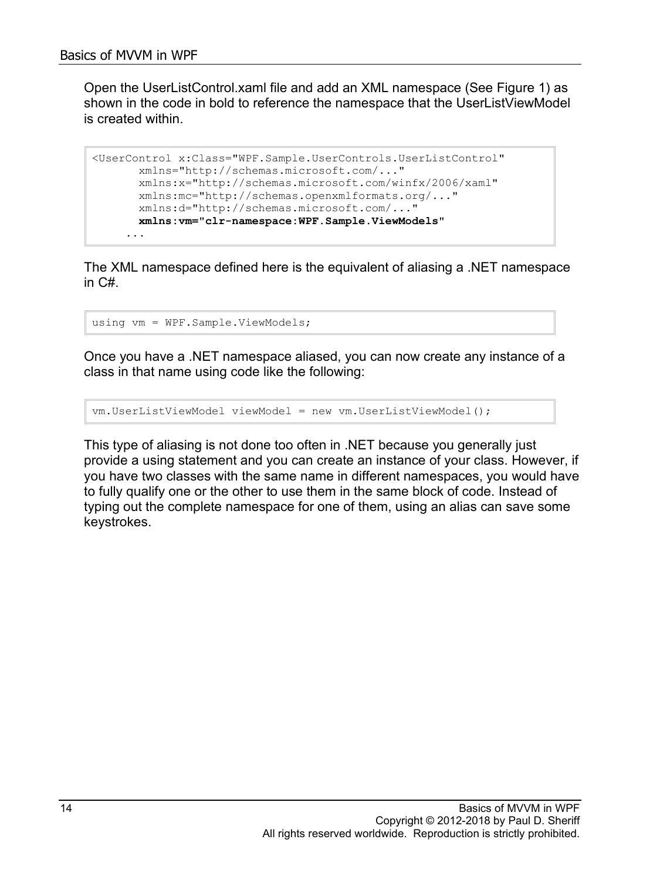Open the UserListControl.xaml file and add an XML namespace (See Figure 1) as shown in the code in bold to reference the namespace that the UserListViewModel is created within.

```
<UserControl x:Class="WPF.Sample.UserControls.UserListControl"
        xmlns="http://schemas.microsoft.com/..."
        xmlns:x="http://schemas.microsoft.com/winfx/2006/xaml"
        xmlns:mc="http://schemas.openxmlformats.org/..."
        xmlns:d="http://schemas.microsoft.com/..."
        xmlns:vm="clr-namespace:WPF.Sample.ViewModels"
      ...
```

The XML namespace defined here is the equivalent of aliasing a .NET namespace in C#.

```
using vm = WPF.Sample.ViewModels;
```

Once you have a .NET namespace aliased, you can now create any instance of a class in that name using code like the following:

```
vm.UserListViewModel viewModel = new vm.UserListViewModel();
```

This type of aliasing is not done too often in .NET because you generally just provide a using statement and you can create an instance of your class. However, if you have two classes with the same name in different namespaces, you would have to fully qualify one or the other to use them in the same block of code. Instead of typing out the complete namespace for one of them, using an alias can save some keystrokes.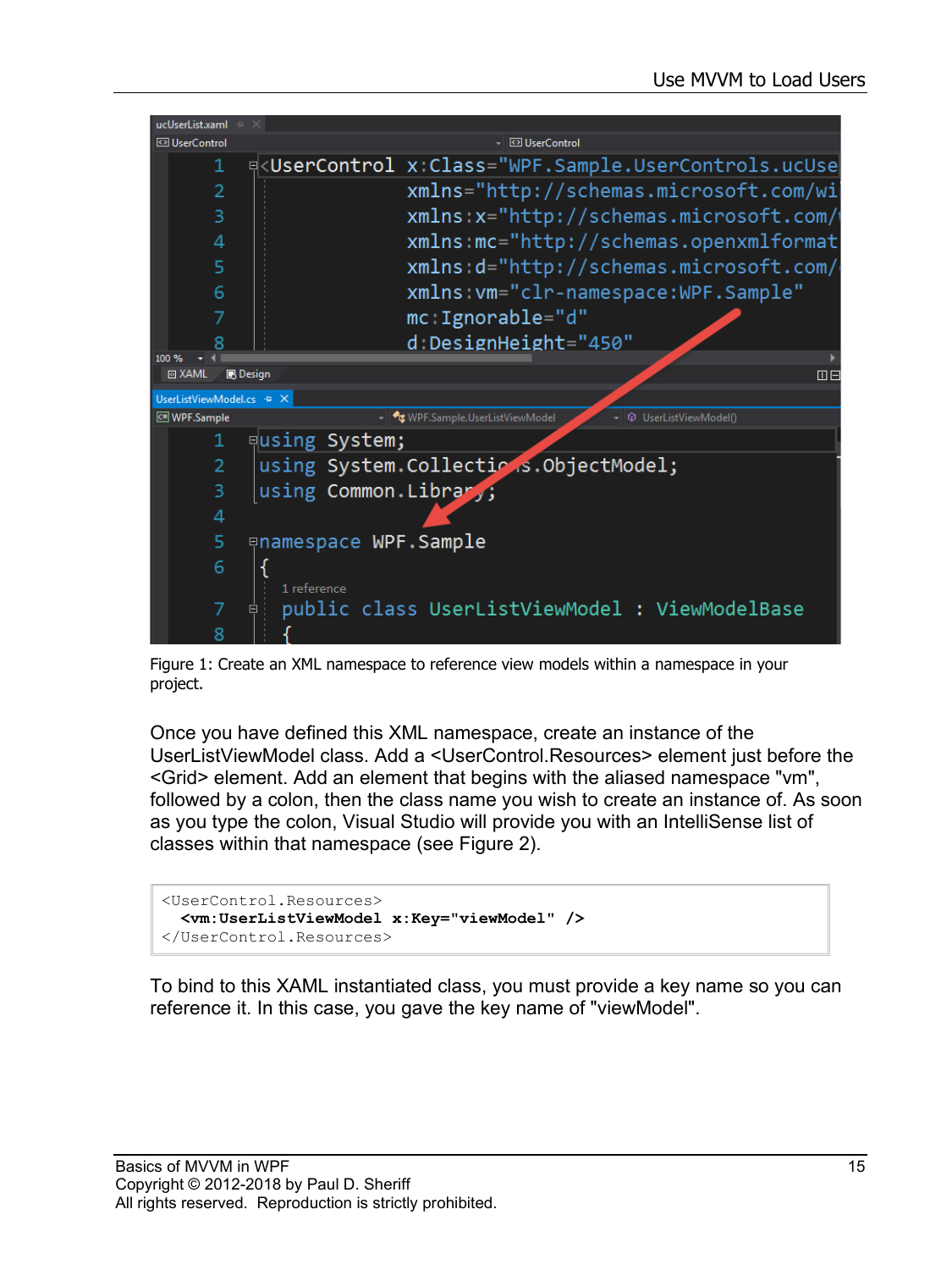Figure 1: Create an XML namespace to reference view models within a namespace in your project.

Once you have defined this XML namespace, create an instance of the UserListViewModel class. Add a <UserControl.Resources> element just before the <Grid> element. Add an element that begins with the aliased namespace "vm", followed by a colon, then the class name you wish to create an instance of. As soon as you type the colon, Visual Studio will provide you with an IntelliSense list of classes within that namespace (see Figure 2).

```
<UserControl.Resources>
  <vm:UserListViewModel x:Key="viewModel" />
</UserControl.Resources>
```

To bind to this XAML instantiated class, you must provide a key name so you can reference it. In this case, you gave the key name of "viewModel".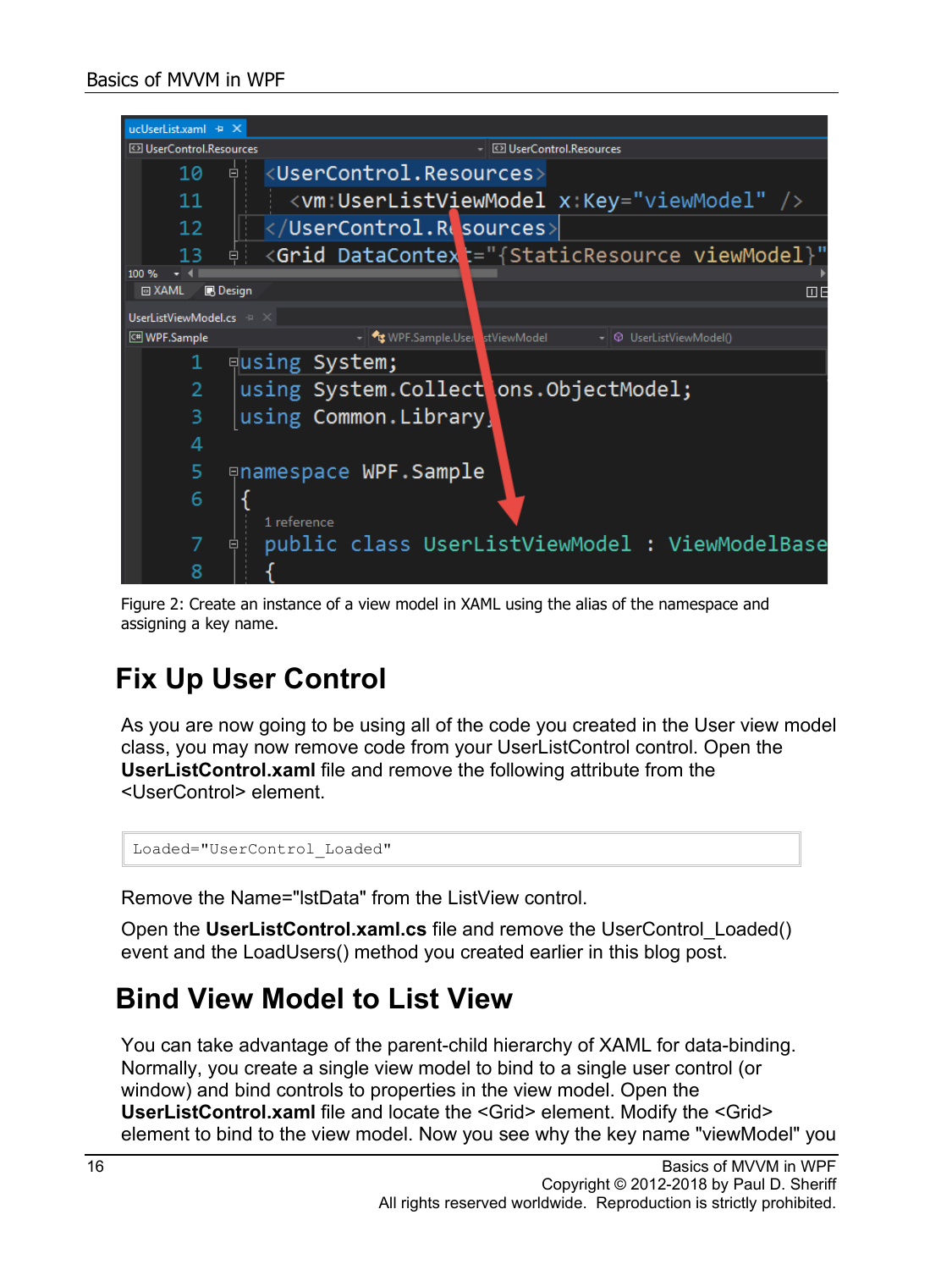Figure 2: Create an instance of a view model in XAML using the alias of the namespace and assigning a key name.

## Fix Up User Control

As you are now going to be using all of the code you created in the User view model class, you may now remove code from your UserListControl control. Open the **UserListControl.xaml** file and remove the following attribute from the <UserControl> element.

```
Loaded="UserControl_Loaded"
```

Remove the Name="lstData" from the ListView control.

Open the **UserListControl.xaml.cs** file and remove the UserControl_Loaded() event and the LoadUsers() method you created earlier in this blog post.

## Bind View Model to List View

You can take advantage of the parent-child hierarchy of XAML for data-binding. Normally, you create a single view model to bind to a single user control (or window) and bind controls to properties in the view model. Open the **UserListControl.xaml** file and locate the <Grid> element. Modify the <Grid> element to bind to the view model. Now you see why the key name "viewModel" you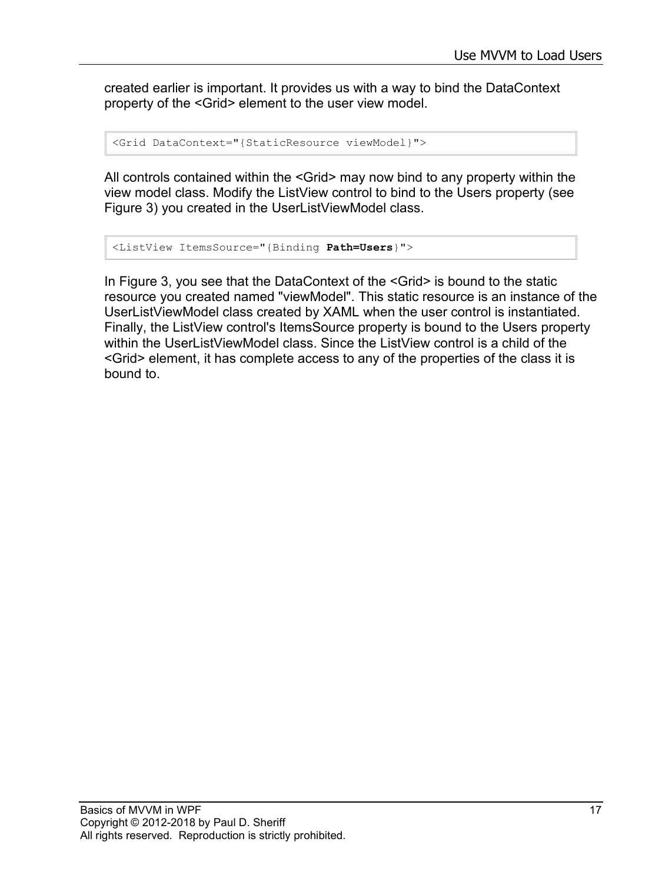created earlier is important. It provides us with a way to bind the DataContext property of the <Grid> element to the user view model.

```
<Grid DataContext="{StaticResource viewModel}">
```

All controls contained within the <Grid> may now bind to any property within the view model class. Modify the ListView control to bind to the Users property (see Figure 3) you created in the UserListViewModel class.

```
<ListView ItemsSource="{Binding Path=Users}">
```

In Figure 3, you see that the DataContext of the <Grid> is bound to the static resource you created named "viewModel". This static resource is an instance of the UserListViewModel class created by XAML when the user control is instantiated. Finally, the ListView control's ItemsSource property is bound to the Users property within the UserListViewModel class. Since the ListView control is a child of the <Grid> element, it has complete access to any of the properties of the class it is bound to.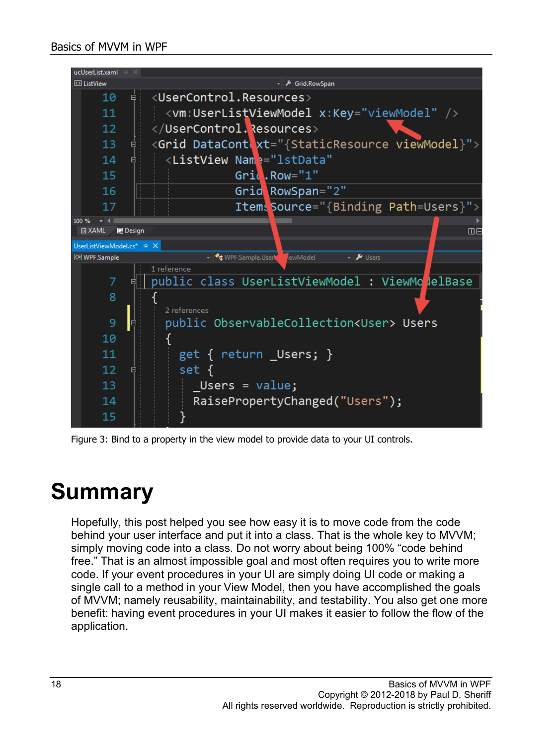```xml
<UserControl.Resources>
  <vm:UserListViewModel x:Key="viewModel" />
</UserControl.Resources>
<Grid DataContext="{StaticResource viewModel}">
  <ListView Name="lstData"
            Grid.Row="1"
            Grid.RowSpan="2"
            ItemsSource="{Binding Path=Users}">
```

```csharp
public class UserListViewModel : ViewModelBase
{
  public ObservableCollection<User> Users
  {
    get { return _Users; }
    set {
      _Users = value;
      RaisePropertyChanged("Users");
    }
```

Figure 3: Bind to a property in the view model to provide data to your UI controls.

# Summary

Hopefully, this post helped you see how easy it is to move code from the code behind your user interface and put it into a class. That is the whole key to MVVM; simply moving code into a class. Do not worry about being 100% “code behind free.” That is an almost impossible goal and most often requires you to write more code. If your event procedures in your UI are simply doing UI code or making a single call to a method in your View Model, then you have accomplished the goals of MVVM; namely reusability, maintainability, and testability. You also get one more benefit: having event procedures in your UI makes it easier to follow the flow of the application.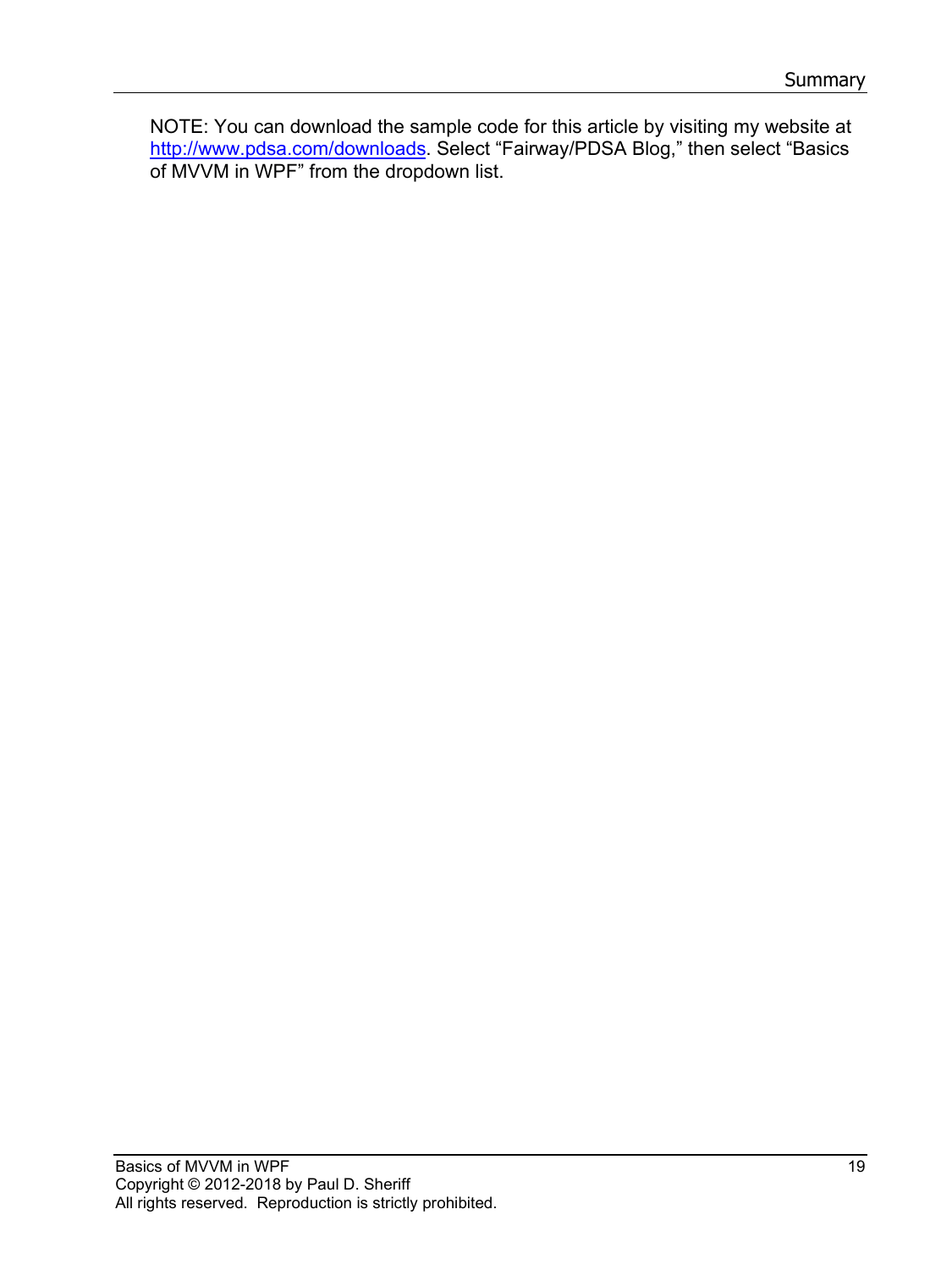NOTE: You can download the sample code for this article by visiting my website at [http://www.pdsa.com/downloads](http://www.pdsa.com/downloads). Select “Fairway/PDSA Blog,” then select “Basics of MVVM in WPF” from the dropdown list.